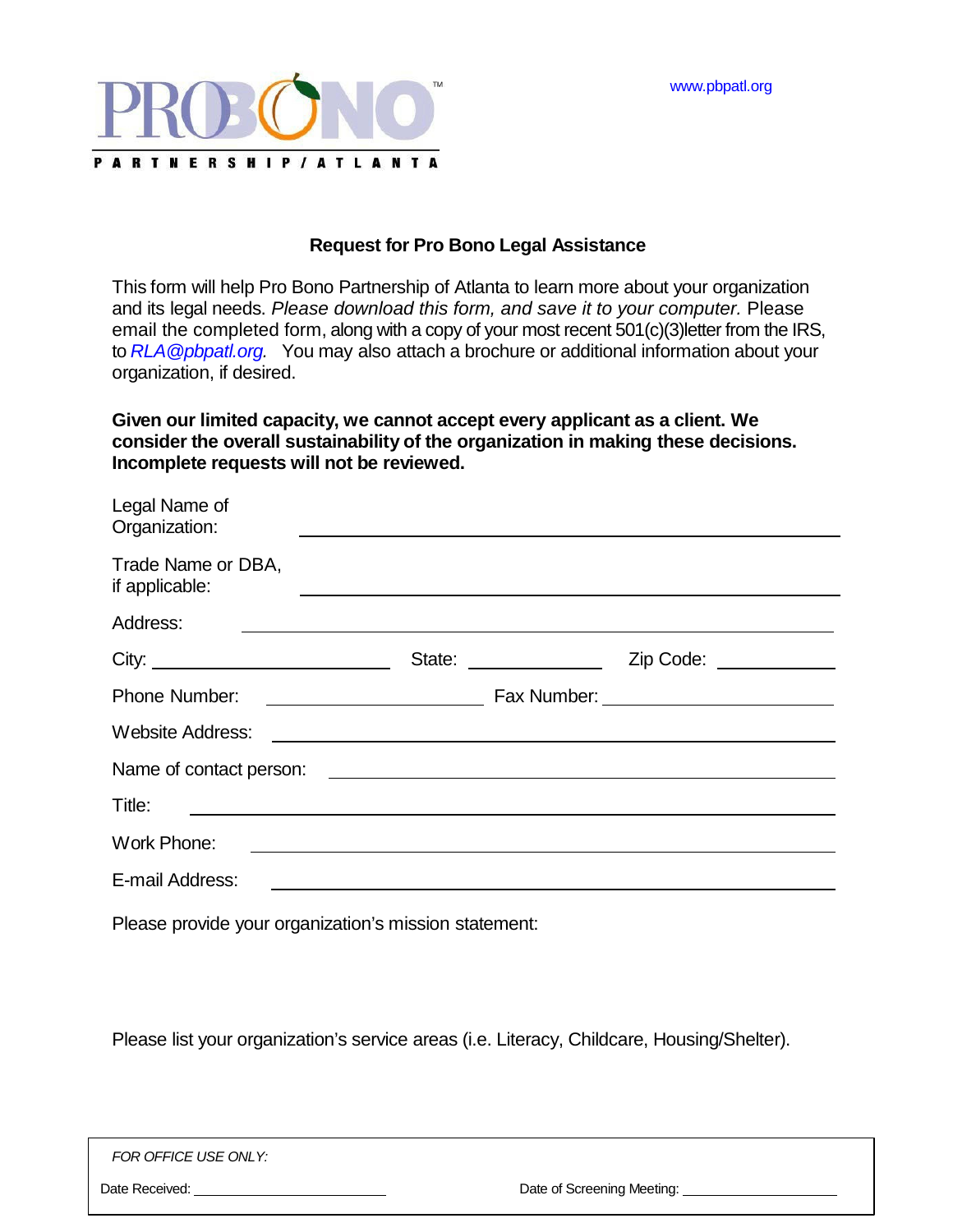PRO BONO

PARTNERSHIP / ATLANTA

www.pbpatl.org

## Request for Pro Bono Legal Assistance

This form will help Pro Bono Partnership of Atlanta to learn more about your organization and its legal needs. *Please download this form, and save it to your computer.* Please email the completed form, along with a copy of your most recent 501(c)(3)letter from the IRS, to *RLA@pbpatl.org.* You may also attach a brochure or additional information about your organization, if desired.

**Given our limited capacity, we cannot accept every applicant as a client. We consider the overall sustainability of the organization in making these decisions. Incomplete requests will not be reviewed.**

Legal Name of Organization: ______________________________

Trade Name or DBA, if applicable: ______________________________

Address: ______________________________

City: ______________ State: ______________ Zip Code: ______________

Phone Number: ______________ Fax Number: ______________

Website Address: ______________________________

Name of contact person: ______________________________

Title: ______________________________

Work Phone: ______________________________

E-mail Address: ______________________________

Please provide your organization's mission statement:

Please list your organization's service areas (i.e. Literacy, Childcare, Housing/Shelter).

*FOR OFFICE USE ONLY:*

Date Received: ______________ Date of Screening Meeting: ______________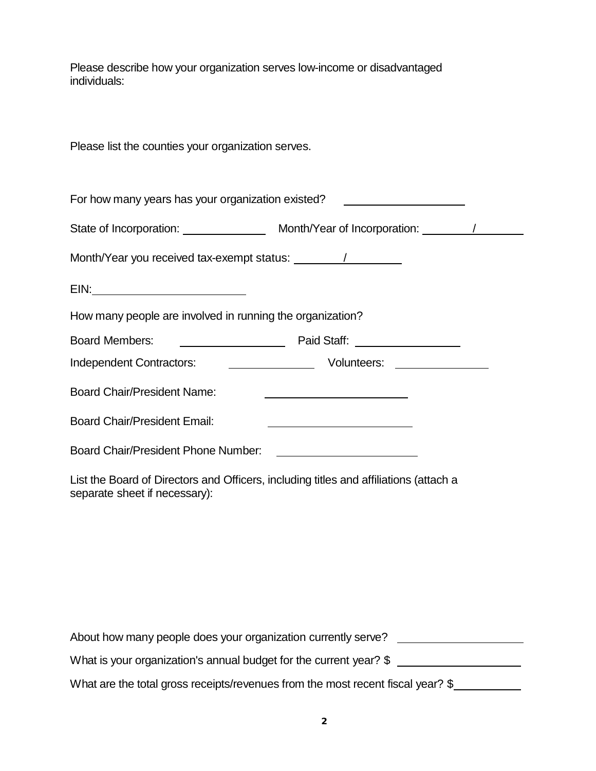Please describe how your organization serves low-income or disadvantaged individuals:

Please list the counties your organization serves.

For how many years has your organization existed? ____________________

State of Incorporation: ____________ Month/Year of Incorporation: ________/________

Month/Year you received tax-exempt status: ________/________

EIN: ______________________

How many people are involved in running the organization?

Board Members: ________________ Paid Staff: ________________

Independent Contractors: ____________ Volunteers: ______________

Board Chair/President Name: ______________________

Board Chair/President Email: ______________________

Board Chair/President Phone Number: ______________________

List the Board of Directors and Officers, including titles and affiliations (attach a separate sheet if necessary):

About how many people does your organization currently serve? ____________________

What is your organization's annual budget for the current year? $ ____________________

What are the total gross receipts/revenues from the most recent fiscal year? $__________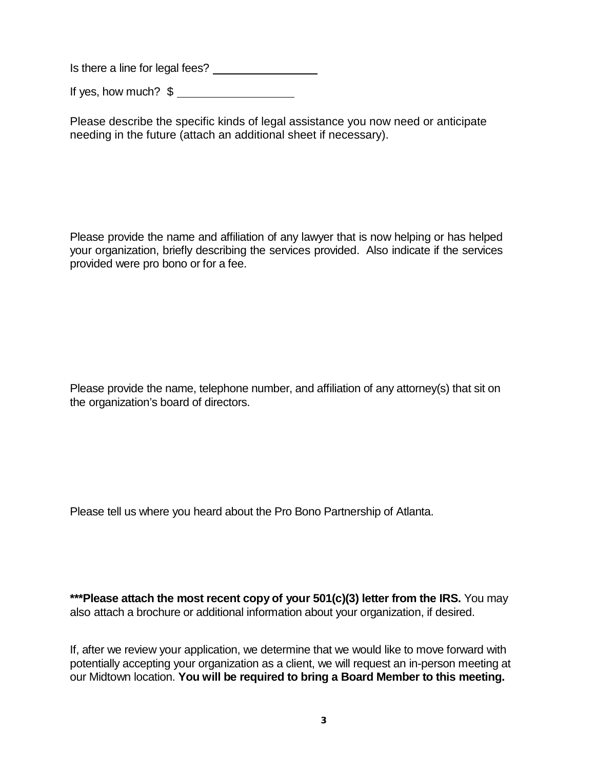Is there a line for legal fees? ________________

If yes, how much? $ __________________

Please describe the specific kinds of legal assistance you now need or anticipate needing in the future (attach an additional sheet if necessary).

Please provide the name and affiliation of any lawyer that is now helping or has helped your organization, briefly describing the services provided. Also indicate if the services provided were pro bono or for a fee.

Please provide the name, telephone number, and affiliation of any attorney(s) that sit on the organization's board of directors.

Please tell us where you heard about the Pro Bono Partnership of Atlanta.

**\*\*\*Please attach the most recent copy of your 501(c)(3) letter from the IRS.** You may also attach a brochure or additional information about your organization, if desired.

If, after we review your application, we determine that we would like to move forward with potentially accepting your organization as a client, we will request an in-person meeting at our Midtown location. **You will be required to bring a Board Member to this meeting.**